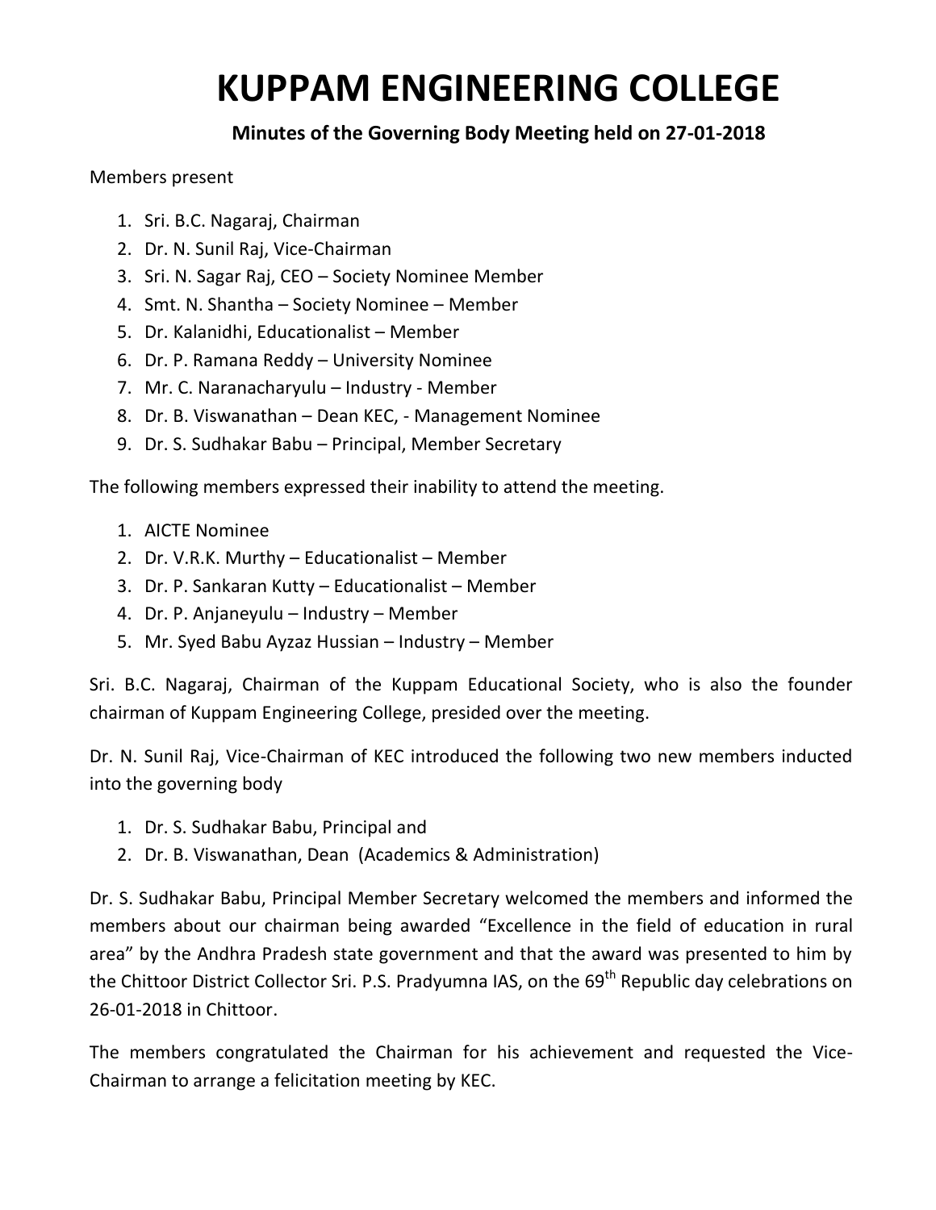# KUPPAM ENGINEERING COLLEGE

## Minutes of the Governing Body Meeting held on 27-01-2018

Members present

1. Sri. B.C. Nagaraj, Chairman
2. Dr. N. Sunil Raj, Vice-Chairman
3. Sri. N. Sagar Raj, CEO – Society Nominee Member
4. Smt. N. Shantha – Society Nominee – Member
5. Dr. Kalanidhi, Educationalist – Member
6. Dr. P. Ramana Reddy – University Nominee
7. Mr. C. Naranacharyulu – Industry - Member
8. Dr. B. Viswanathan – Dean KEC, - Management Nominee
9. Dr. S. Sudhakar Babu – Principal, Member Secretary

The following members expressed their inability to attend the meeting.

1. AICTE Nominee
2. Dr. V.R.K. Murthy – Educationalist – Member
3. Dr. P. Sankaran Kutty – Educationalist – Member
4. Dr. P. Anjaneyulu – Industry – Member
5. Mr. Syed Babu Ayzaz Hussian – Industry – Member

Sri. B.C. Nagaraj, Chairman of the Kuppam Educational Society, who is also the founder chairman of Kuppam Engineering College, presided over the meeting.

Dr. N. Sunil Raj, Vice-Chairman of KEC introduced the following two new members inducted into the governing body

1. Dr. S. Sudhakar Babu, Principal and
2. Dr. B. Viswanathan, Dean (Academics & Administration)

Dr. S. Sudhakar Babu, Principal Member Secretary welcomed the members and informed the members about our chairman being awarded "Excellence in the field of education in rural area" by the Andhra Pradesh state government and that the award was presented to him by the Chittoor District Collector Sri. P.S. Pradyumna IAS, on the 69th Republic day celebrations on 26-01-2018 in Chittoor.

The members congratulated the Chairman for his achievement and requested the Vice-Chairman to arrange a felicitation meeting by KEC.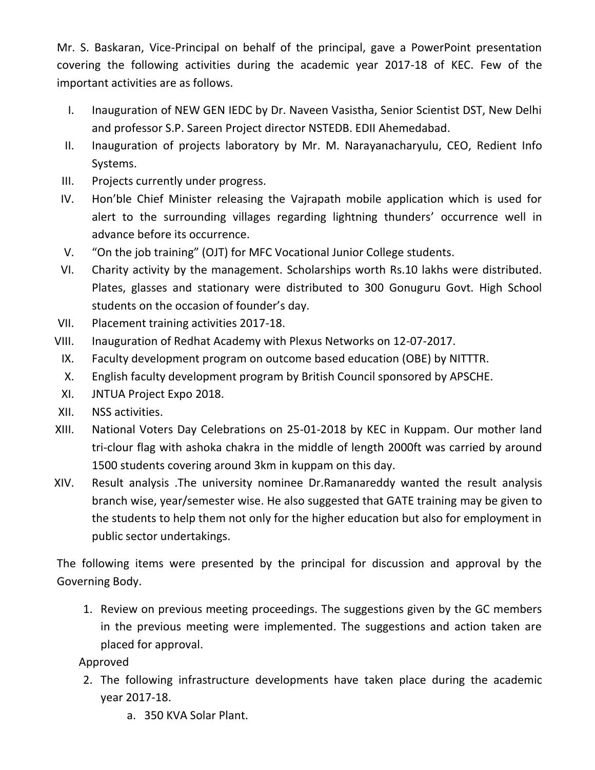Mr. S. Baskaran, Vice-Principal on behalf of the principal, gave a PowerPoint presentation covering the following activities during the academic year 2017-18 of KEC. Few of the important activities are as follows.

I. Inauguration of NEW GEN IEDC by Dr. Naveen Vasistha, Senior Scientist DST, New Delhi and professor S.P. Sareen Project director NSTEDB. EDII Ahemedabad.
II. Inauguration of projects laboratory by Mr. M. Narayanacharyulu, CEO, Redient Info Systems.
III. Projects currently under progress.
IV. Hon'ble Chief Minister releasing the Vajrapath mobile application which is used for alert to the surrounding villages regarding lightning thunders' occurrence well in advance before its occurrence.
V. "On the job training" (OJT) for MFC Vocational Junior College students.
VI. Charity activity by the management. Scholarships worth Rs.10 lakhs were distributed. Plates, glasses and stationary were distributed to 300 Gonuguru Govt. High School students on the occasion of founder's day.
VII. Placement training activities 2017-18.
VIII. Inauguration of Redhat Academy with Plexus Networks on 12-07-2017.
IX. Faculty development program on outcome based education (OBE) by NITTTR.
X. English faculty development program by British Council sponsored by APSCHE.
XI. JNTUA Project Expo 2018.
XII. NSS activities.
XIII. National Voters Day Celebrations on 25-01-2018 by KEC in Kuppam. Our mother land tri-clour flag with ashoka chakra in the middle of length 2000ft was carried by around 1500 students covering around 3km in kuppam on this day.
XIV. Result analysis .The university nominee Dr.Ramanareddy wanted the result analysis branch wise, year/semester wise. He also suggested that GATE training may be given to the students to help them not only for the higher education but also for employment in public sector undertakings.

The following items were presented by the principal for discussion and approval by the Governing Body.

1. Review on previous meeting proceedings. The suggestions given by the GC members in the previous meeting were implemented. The suggestions and action taken are placed for approval.

   Approved

2. The following infrastructure developments have taken place during the academic year 2017-18.
   a. 350 KVA Solar Plant.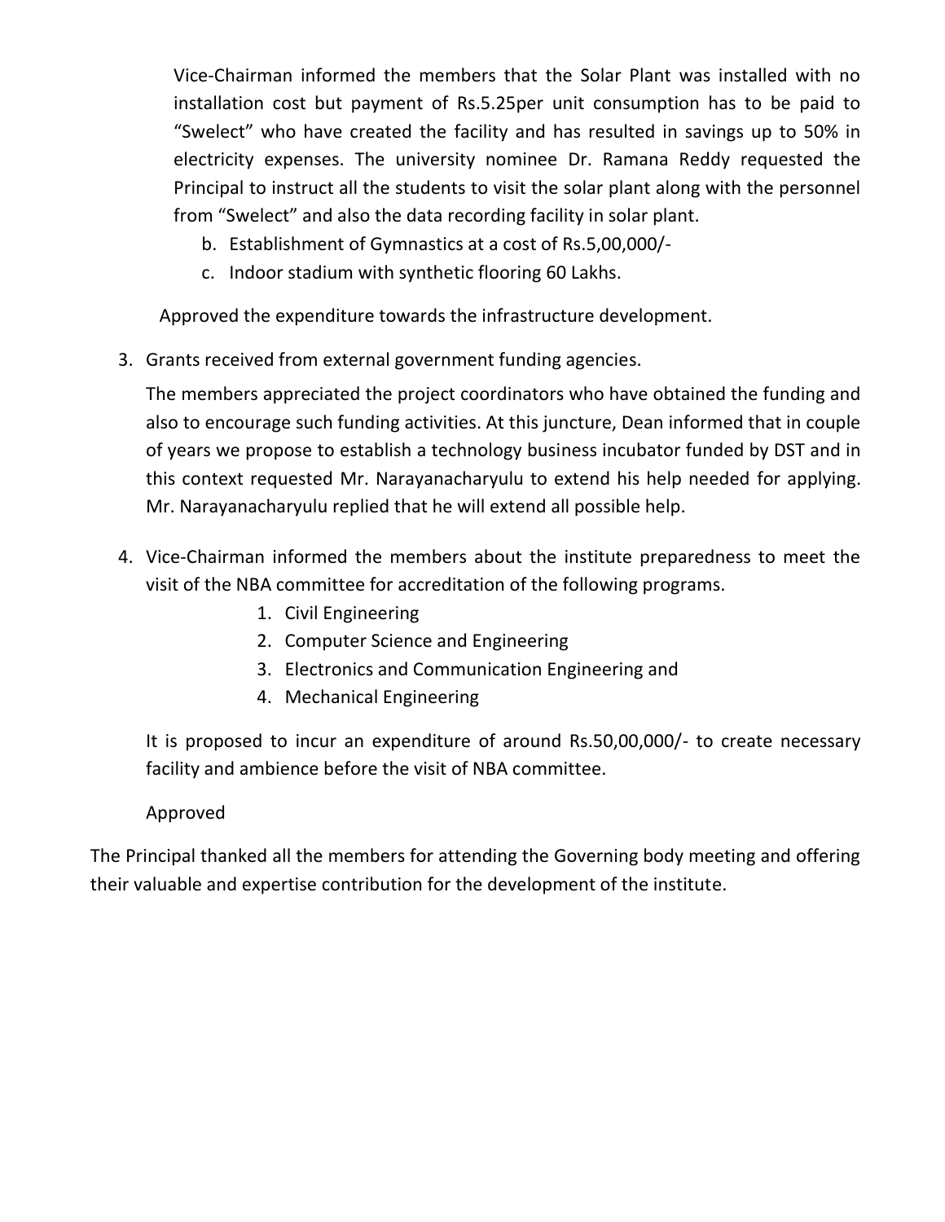Vice-Chairman informed the members that the Solar Plant was installed with no installation cost but payment of Rs.5.25per unit consumption has to be paid to "Swelect" who have created the facility and has resulted in savings up to 50% in electricity expenses. The university nominee Dr. Ramana Reddy requested the Principal to instruct all the students to visit the solar plant along with the personnel from "Swelect" and also the data recording facility in solar plant.

b. Establishment of Gymnastics at a cost of Rs.5,00,000/-
c. Indoor stadium with synthetic flooring 60 Lakhs.

Approved the expenditure towards the infrastructure development.

3. Grants received from external government funding agencies.

   The members appreciated the project coordinators who have obtained the funding and also to encourage such funding activities. At this juncture, Dean informed that in couple of years we propose to establish a technology business incubator funded by DST and in this context requested Mr. Narayanacharyulu to extend his help needed for applying. Mr. Narayanacharyulu replied that he will extend all possible help.

4. Vice-Chairman informed the members about the institute preparedness to meet the visit of the NBA committee for accreditation of the following programs.

   1. Civil Engineering
   2. Computer Science and Engineering
   3. Electronics and Communication Engineering and
   4. Mechanical Engineering

   It is proposed to incur an expenditure of around Rs.50,00,000/- to create necessary facility and ambience before the visit of NBA committee.

   Approved

The Principal thanked all the members for attending the Governing body meeting and offering their valuable and expertise contribution for the development of the institute.